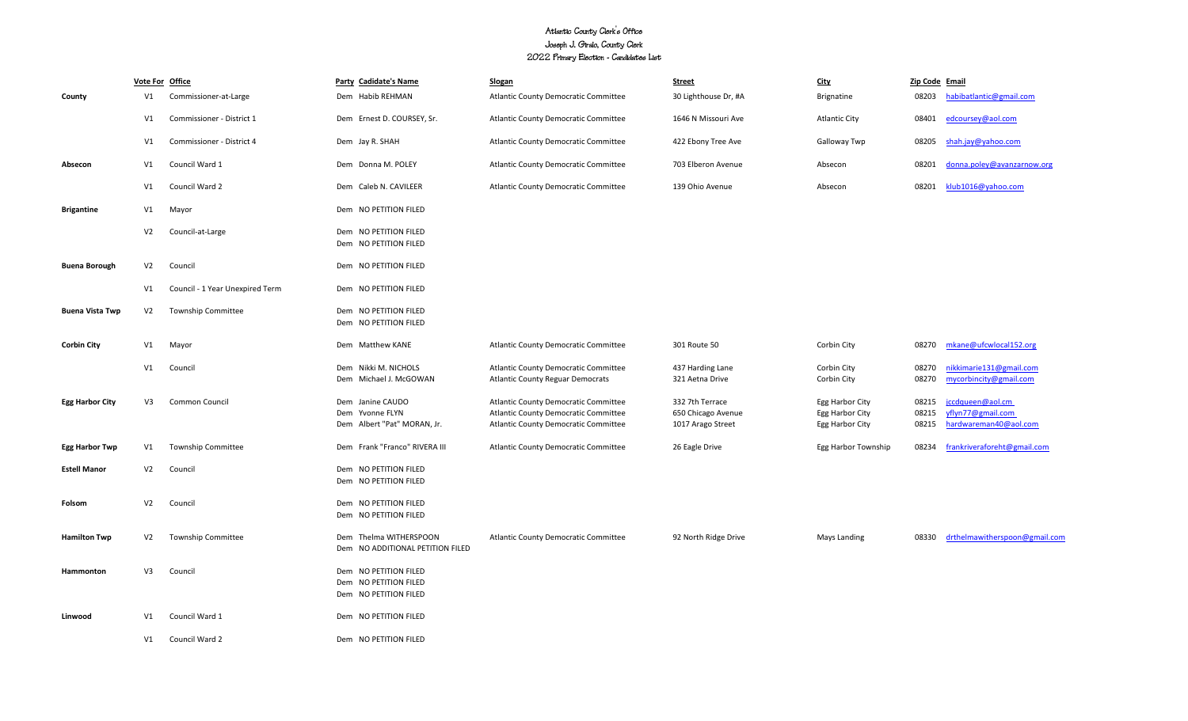# Atlantic County Clerk's Office

## Joseph J. Giralo, County Clerk

## 2022 Primary Election - Candidates List

| | Vote For | Office | Party | Cadidate's Name | Slogan | Street | City | Zip Code | Email |
|---|---|---|---|---|---|---|---|---|---|
| **County** | V1 | Commissioner-at-Large | Dem | Habib REHMAN | Atlantic County Democratic Committee | 30 Lighthouse Dr, #A | Brignatine | 08203 | habibatlantic@gmail.com |
| | V1 | Commissioner - District 1 | Dem | Ernest D. COURSEY, Sr. | Atlantic County Democratic Committee | 1646 N Missouri Ave | Atlantic City | 08401 | edcoursey@aol.com |
| | V1 | Commissioner - District 4 | Dem | Jay R. SHAH | Atlantic County Democratic Committee | 422 Ebony Tree Ave | Galloway Twp | 08205 | shah.jay@yahoo.com |
| **Absecon** | V1 | Council Ward 1 | Dem | Donna M. POLEY | Atlantic County Democratic Committee | 703 Elberon Avenue | Absecon | 08201 | donna.poley@avanzarnow.org |
| | V1 | Council Ward 2 | Dem | Caleb N. CAVILEER | Atlantic County Democratic Committee | 139 Ohio Avenue | Absecon | 08201 | klub1016@yahoo.com |
| **Brigantine** | V1 | Mayor | Dem | NO PETITION FILED | | | | | |
| | V2 | Council-at-Large | Dem | NO PETITION FILED | | | | | |
| | | | Dem | NO PETITION FILED | | | | | |
| **Buena Borough** | V2 | Council | Dem | NO PETITION FILED | | | | | |
| | V1 | Council - 1 Year Unexpired Term | Dem | NO PETITION FILED | | | | | |
| **Buena Vista Twp** | V2 | Township Committee | Dem | NO PETITION FILED | | | | | |
| | | | Dem | NO PETITION FILED | | | | | |
| **Corbin City** | V1 | Mayor | Dem | Matthew KANE | Atlantic County Democratic Committee | 301 Route 50 | Corbin City | 08270 | mkane@ufcwlocal152.org |
| | V1 | Council | Dem | Nikki M. NICHOLS | Atlantic County Democratic Committee | 437 Harding Lane | Corbin City | 08270 | nikkimarie131@gmail.com |
| | | | Dem | Michael J. McGOWAN | Atlantic County Reguar Democrats | 321 Aetna Drive | Corbin City | 08270 | mycorbincity@gmail.com |
| **Egg Harbor City** | V3 | Common Council | Dem | Janine CAUDO | Atlantic County Democratic Committee | 332 7th Terrace | Egg Harbor City | 08215 | jccdqueen@aol.cm |
| | | | Dem | Yvonne FLYN | Atlantic County Democratic Committee | 650 Chicago Avenue | Egg Harbor City | 08215 | yflyn77@gmail.com |
| | | | Dem | Albert "Pat" MORAN, Jr. | Atlantic County Democratic Committee | 1017 Arago Street | Egg Harbor City | 08215 | hardwareman40@aol.com |
| **Egg Harbor Twp** | V1 | Township Committee | Dem | Frank "Franco" RIVERA III | Atlantic County Democratic Committee | 26 Eagle Drive | Egg Harbor Township | 08234 | frankriveraforeht@gmail.com |
| **Estell Manor** | V2 | Council | Dem | NO PETITION FILED | | | | | |
| | | | Dem | NO PETITION FILED | | | | | |
| **Folsom** | V2 | Council | Dem | NO PETITION FILED | | | | | |
| | | | Dem | NO PETITION FILED | | | | | |
| **Hamilton Twp** | V2 | Township Committee | Dem | Thelma WITHERSPOON | Atlantic County Democratic Committee | 92 North Ridge Drive | Mays Landing | 08330 | drthelmawitherspoon@gmail.com |
| | | | Dem | NO ADDITIONAL PETITION FILED | | | | | |
| **Hammonton** | V3 | Council | Dem | NO PETITION FILED | | | | | |
| | | | Dem | NO PETITION FILED | | | | | |
| | | | Dem | NO PETITION FILED | | | | | |
| **Linwood** | V1 | Council Ward 1 | Dem | NO PETITION FILED | | | | | |
| | V1 | Council Ward 2 | Dem | NO PETITION FILED | | | | | |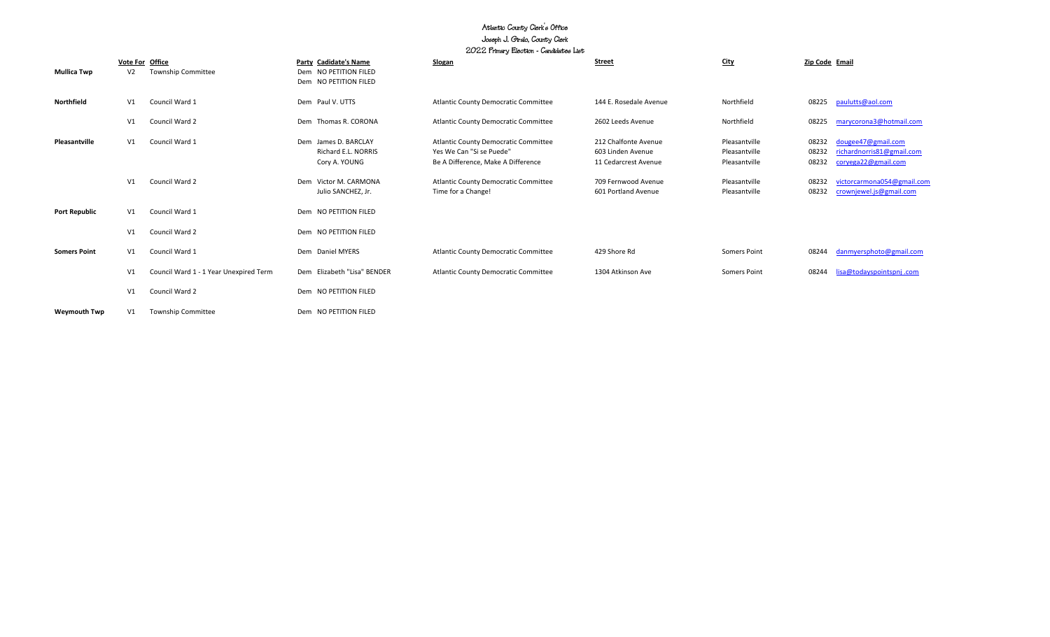Atlantic County Clerk's Office
Joseph J. Giralo, County Clerk
2022 Primary Election - Candidates List

| | Vote For | Office | Party | Cadidate's Name | Slogan | Street | City | Zip Code | Email |
|---|---|---|---|---|---|---|---|---|---|
| **Mullica Twp** | V2 | Township Committee | Dem | NO PETITION FILED | | | | | |
| | | | Dem | NO PETITION FILED | | | | | |
| **Northfield** | V1 | Council Ward 1 | Dem | Paul V. UTTS | Atlantic County Democratic Committee | 144 E. Rosedale Avenue | Northfield | 08225 | paulutts@aol.com |
| | V1 | Council Ward 2 | Dem | Thomas R. CORONA | Atlantic County Democratic Committee | 2602 Leeds Avenue | Northfield | 08225 | marycorona3@hotmail.com |
| **Pleasantville** | V1 | Council Ward 1 | Dem | James D. BARCLAY | Atlantic County Democratic Committee | 212 Chalfonte Avenue | Pleasantville | 08232 | dougee47@gmail.com |
| | | | | Richard E.L. NORRIS | Yes We Can "Si se Puede" | 603 Linden Avenue | Pleasantville | 08232 | richardnorris81@gmail.com |
| | | | | Cory A. YOUNG | Be A Difference, Make A Difference | 11 Cedarcrest Avenue | Pleasantville | 08232 | coryega22@gmail.com |
| | V1 | Council Ward 2 | Dem | Victor M. CARMONA | Atlantic County Democratic Committee | 709 Fernwood Avenue | Pleasantville | 08232 | victorcarmona054@gmail.com |
| | | | | Julio SANCHEZ, Jr. | Time for a Change! | 601 Portland Avenue | Pleasantville | 08232 | crownjewel.js@gmail.com |
| **Port Republic** | V1 | Council Ward 1 | Dem | NO PETITION FILED | | | | | |
| | V1 | Council Ward 2 | Dem | NO PETITION FILED | | | | | |
| **Somers Point** | V1 | Council Ward 1 | Dem | Daniel MYERS | Atlantic County Democratic Committee | 429 Shore Rd | Somers Point | 08244 | danmyersphoto@gmail.com |
| | V1 | Council Ward 1 - 1 Year Unexpired Term | Dem | Elizabeth "Lisa" BENDER | Atlantic County Democratic Committee | 1304 Atkinson Ave | Somers Point | 08244 | lisa@todayspointspnj .com |
| | V1 | Council Ward 2 | Dem | NO PETITION FILED | | | | | |
| **Weymouth Twp** | V1 | Township Committee | Dem | NO PETITION FILED | | | | | |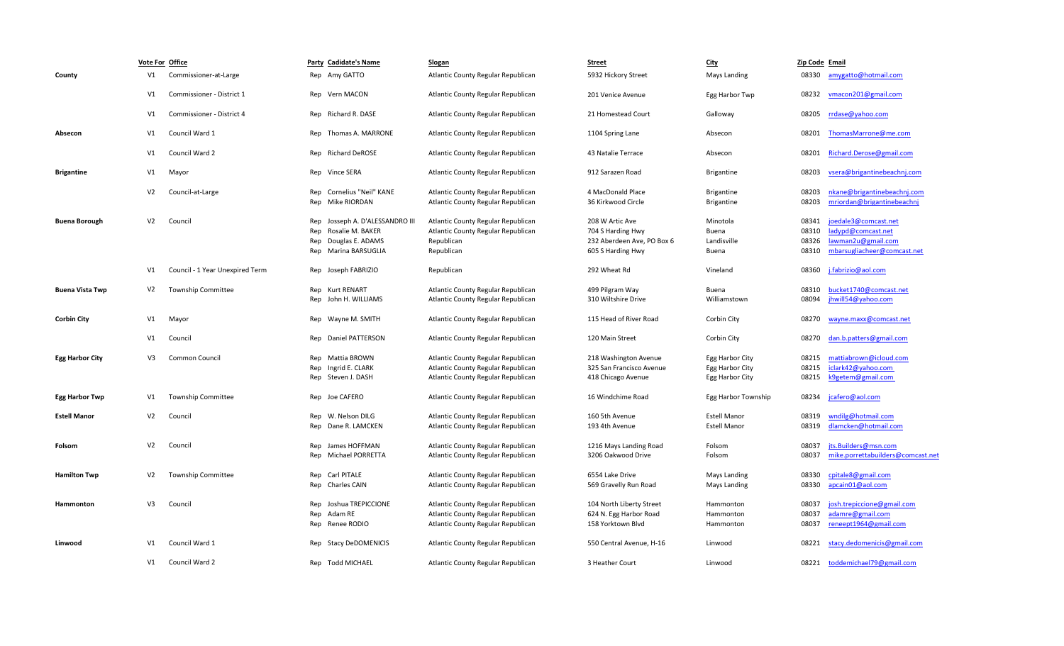| | Vote For | Office | Party | Cadidate's Name | Slogan | Street | City | Zip Code | Email |
|---|---|---|---|---|---|---|---|---|---|
| **County** | V1 | Commissioner-at-Large | Rep | Amy GATTO | Atlantic County Regular Republican | 5932 Hickory Street | Mays Landing | 08330 | amygatto@hotmail.com |
| | V1 | Commissioner - District 1 | Rep | Vern MACON | Atlantic County Regular Republican | 201 Venice Avenue | Egg Harbor Twp | 08232 | vmacon201@gmail.com |
| | V1 | Commissioner - District 4 | Rep | Richard R. DASE | Atlantic County Regular Republican | 21 Homestead Court | Galloway | 08205 | rrdase@yahoo.com |
| **Absecon** | V1 | Council Ward 1 | Rep | Thomas A. MARRONE | Atlantic County Regular Republican | 1104 Spring Lane | Absecon | 08201 | ThomasMarrone@me.com |
| | V1 | Council Ward 2 | Rep | Richard DeROSE | Atlantic County Regular Republican | 43 Natalie Terrace | Absecon | 08201 | Richard.Derose@gmail.com |
| **Brigantine** | V1 | Mayor | Rep | Vince SERA | Atlantic County Regular Republican | 912 Sarazen Road | Brigantine | 08203 | vsera@brigantinebeachnj.com |
| | V2 | Council-at-Large | Rep | Cornelius "Neil" KANE | Atlantic County Regular Republican | 4 MacDonald Place | Brigantine | 08203 | nkane@brigantinebeachnj.com |
| | | | Rep | Mike RIORDAN | Atlantic County Regular Republican | 36 Kirkwood Circle | Brigantine | 08203 | mriordan@brigantinebeachnj |
| **Buena Borough** | V2 | Council | Rep | Josseph A. D'ALESSANDRO III | Atlantic County Regular Republican | 208 W Artic Ave | Minotola | 08341 | joedale3@comcast.net |
| | | | Rep | Rosalie M. BAKER | Atlantic County Regular Republican | 704 S Harding Hwy | Buena | 08310 | ladypd@comcast.net |
| | | | Rep | Douglas E. ADAMS | Republican | 232 Aberdeen Ave, PO Box 6 | Landisville | 08326 | lawman2u@gmail.com |
| | | | Rep | Marina BARSUGLIA | Republican | 605 S Harding Hwy | Buena | 08310 | mbarsugliacheer@comcast.net |
| | V1 | Council - 1 Year Unexpired Term | Rep | Joseph FABRIZIO | Republican | 292 Wheat Rd | Vineland | 08360 | j.fabrizio@aol.com |
| **Buena Vista Twp** | V2 | Township Committee | Rep | Kurt RENART | Atlantic County Regular Republican | 499 Pilgram Way | Buena | 08310 | bucket1740@comcast.net |
| | | | Rep | John H. WILLIAMS | Atlantic County Regular Republican | 310 Wiltshire Drive | Williamstown | 08094 | jhwill54@yahoo.com |
| **Corbin City** | V1 | Mayor | Rep | Wayne M. SMITH | Atlantic County Regular Republican | 115 Head of River Road | Corbin City | 08270 | wayne.maxx@comcast.net |
| | V1 | Council | Rep | Daniel PATTERSON | Atlantic County Regular Republican | 120 Main Street | Corbin City | 08270 | dan.b.patters@gmail.com |
| **Egg Harbor City** | V3 | Common Council | Rep | Mattia BROWN | Atlantic County Regular Republican | 218 Washington Avenue | Egg Harbor City | 08215 | mattiabrown@icloud.com |
| | | | Rep | Ingrid E. CLARK | Atlantic County Regular Republican | 325 San Francisco Avenue | Egg Harbor City | 08215 | iclark42@yahoo.com |
| | | | Rep | Steven J. DASH | Atlantic County Regular Republican | 418 Chicago Avenue | Egg Harbor City | 08215 | k9getem@gmail.com |
| **Egg Harbor Twp** | V1 | Township Committee | Rep | Joe CAFERO | Atlantic County Regular Republican | 16 Windchime Road | Egg Harbor Township | 08234 | jcafero@aol.com |
| **Estell Manor** | V2 | Council | Rep | W. Nelson DILG | Atlantic County Regular Republican | 160 5th Avenue | Estell Manor | 08319 | wndilg@hotmail.com |
| | | | Rep | Dane R. LAMCKEN | Atlantic County Regular Republican | 193 4th Avenue | Estell Manor | 08319 | dlamcken@hotmail.com |
| **Folsom** | V2 | Council | Rep | James HOFFMAN | Atlantic County Regular Republican | 1216 Mays Landing Road | Folsom | 08037 | jts.Builders@msn.com |
| | | | Rep | Michael PORRETTA | Atlantic County Regular Republican | 3206 Oakwood Drive | Folsom | 08037 | mike.porrettabuilders@comcast.net |
| **Hamilton Twp** | V2 | Township Committee | Rep | Carl PITALE | Atlantic County Regular Republican | 6554 Lake Drive | Mays Landing | 08330 | cpitale8@gmail.com |
| | | | Rep | Charles CAIN | Atlantic County Regular Republican | 569 Gravelly Run Road | Mays Landing | 08330 | apcain01@aol.com |
| **Hammonton** | V3 | Council | Rep | Joshua TREPICCIONE | Atlantic County Regular Republican | 104 North Liberty Street | Hammonton | 08037 | josh.trepiccione@gmail.com |
| | | | Rep | Adam RE | Atlantic County Regular Republican | 624 N. Egg Harbor Road | Hammonton | 08037 | adamre@gmail.com |
| | | | Rep | Renee RODIO | Atlantic County Regular Republican | 158 Yorktown Blvd | Hammonton | 08037 | reneept1964@gmail.com |
| **Linwood** | V1 | Council Ward 1 | Rep | Stacy DeDOMENICIS | Atlantic County Regular Republican | 550 Central Avenue, H-16 | Linwood | 08221 | stacy.dedomenicis@gmail.com |
| | V1 | Council Ward 2 | Rep | Todd MICHAEL | Atlantic County Regular Republican | 3 Heather Court | Linwood | 08221 | toddemichael79@gmail.com |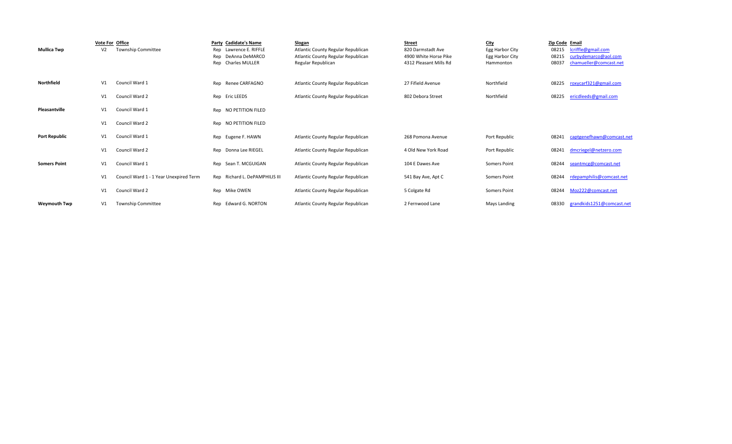| | Vote For | Office | Party | Cadidate's Name | Slogan | Street | City | Zip Code | Email |
|---|---|---|---|---|---|---|---|---|---|
| **Mullica Twp** | V2 | Township Committee | Rep | Lawrence E. RIFFLE | Atlantic County Regular Republican | 820 Darmstadt Ave | Egg Harbor City | 08215 | lcriffle@gmail.com |
| | | | Rep | DeAnna DeMARCO | Atlantic County Regular Republican | 4900 White Horse Pike | Egg Harbor City | 08215 | curbydemarco@aol.com |
| | | | Rep | Charles MULLER | Regular Republican | 4312 Pleasant Mills Rd | Hammonton | 08037 | chamueller@comcast.net |
| **Northfield** | V1 | Council Ward 1 | Rep | Renee CARFAGNO | Atlantic County Regular Republican | 27 Fifield Avenue | Northfield | 08225 | roxycarf321@gmail.com |
| | V1 | Council Ward 2 | Rep | Eric LEEDS | Atlantic County Regular Republican | 802 Debora Street | Northfield | 08225 | ericdleeds@gmail.com |
| **Pleasantville** | V1 | Council Ward 1 | Rep | NO PETITION FILED | | | | | |
| | V1 | Council Ward 2 | Rep | NO PETITION FILED | | | | | |
| **Port Republic** | V1 | Council Ward 1 | Rep | Eugene F. HAWN | Atlantic County Regular Republican | 268 Pomona Avenue | Port Republic | 08241 | captgenefhawn@comcast.net |
| | V1 | Council Ward 2 | Rep | Donna Lee RIEGEL | Atlantic County Regular Republican | 4 Old New York Road | Port Republic | 08241 | dmcriegel@netzero.com |
| **Somers Point** | V1 | Council Ward 1 | Rep | Sean T. MCGUIGAN | Atlantic County Regular Republican | 104 E Dawes Ave | Somers Point | 08244 | seantmcg@comcast.net |
| | V1 | Council Ward 1 - 1 Year Unexpired Term | Rep | Richard L. DePAMPHILIS III | Atlantic County Regular Republican | 541 Bay Ave, Apt C | Somers Point | 08244 | rdepamphilis@comcast.net |
| | V1 | Council Ward 2 | Rep | Mike OWEN | Atlantic County Regular Republican | 5 Colgate Rd | Somers Point | 08244 | Moz222@comcast.net |
| **Weymouth Twp** | V1 | Township Committee | Rep | Edward G. NORTON | Atlantic County Regular Republican | 2 Fernwood Lane | Mays Landing | 08330 | grandkids1251@comcast.net |